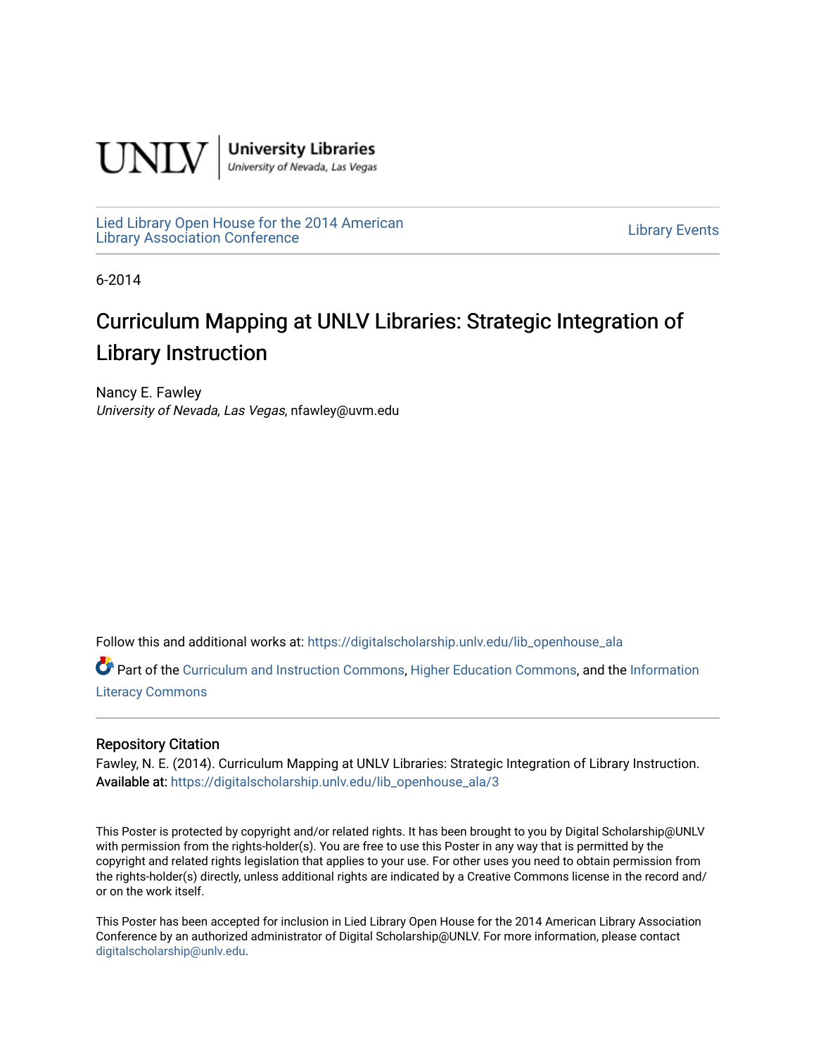UNLV | University Libraries
University of Nevada, Las Vegas

Lied Library Open House for the 2014 American Library Association Conference

Library Events

6-2014

# Curriculum Mapping at UNLV Libraries: Strategic Integration of Library Instruction

Nancy E. Fawley
*University of Nevada, Las Vegas*, nfawley@uvm.edu

Follow this and additional works at: https://digitalscholarship.unlv.edu/lib_openhouse_ala

Part of the Curriculum and Instruction Commons, Higher Education Commons, and the Information Literacy Commons

## Repository Citation

Fawley, N. E. (2014). Curriculum Mapping at UNLV Libraries: Strategic Integration of Library Instruction.
Available at: https://digitalscholarship.unlv.edu/lib_openhouse_ala/3

This Poster is protected by copyright and/or related rights. It has been brought to you by Digital Scholarship@UNLV with permission from the rights-holder(s). You are free to use this Poster in any way that is permitted by the copyright and related rights legislation that applies to your use. For other uses you need to obtain permission from the rights-holder(s) directly, unless additional rights are indicated by a Creative Commons license in the record and/or on the work itself.

This Poster has been accepted for inclusion in Lied Library Open House for the 2014 American Library Association Conference by an authorized administrator of Digital Scholarship@UNLV. For more information, please contact digitalscholarship@unlv.edu.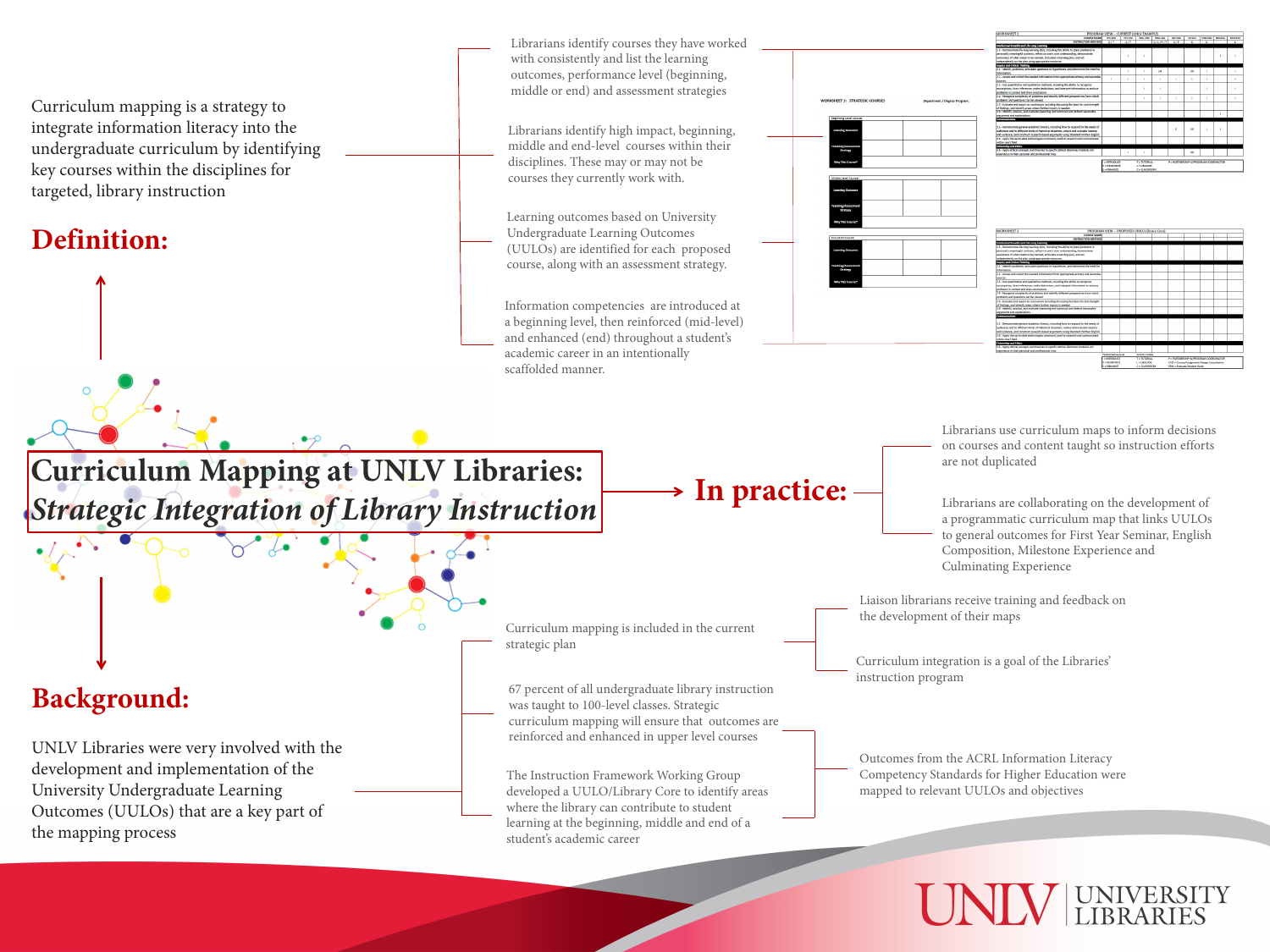# Curriculum Mapping at UNLV Libraries: *Strategic Integration of Library Instruction*

## Definition:

Curriculum mapping is a strategy to integrate information literacy into the undergraduate curriculum by identifying key courses within the disciplines for targeted, library instruction

- Librarians identify courses they have worked with consistently and list the learning outcomes, performance level (beginning, middle or end) and assessment strategies
- Librarians identify high impact, beginning, middle and end-level courses within their disciplines. These may or may not be courses they currently work with.
- Learning outcomes based on University Undergraduate Learning Outcomes (UULOs) are identified for each proposed course, along with an assessment strategy.
- Information competencies are introduced at a beginning level, then reinforced (mid-level) and enhanced (end) throughout a student's academic career in an intentionally scaffolded manner.

## In practice:

- Librarians use curriculum maps to inform decisions on courses and content taught so instruction efforts are not duplicated
- Librarians are collaborating on the development of a programmatic curriculum map that links UULOs to general outcomes for First Year Seminar, English Composition, Milestone Experience and Culminating Experience

## Background:

UNLV Libraries were very involved with the development and implementation of the University Undergraduate Learning Outcomes (UULOs) that are a key part of the mapping process

- Curriculum mapping is included in the current strategic plan
  - Liaison librarians receive training and feedback on the development of their maps
  - Curriculum integration is a goal of the Libraries' instruction program
- 67 percent of all undergraduate library instruction was taught to 100-level classes. Strategic curriculum mapping will ensure that outcomes are reinforced and enhanced in upper level courses
- The Instruction Framework Working Group developed a UULO/Library Core to identify areas where the library can contribute to student learning at the beginning, middle and end of a student's academic career
  - Outcomes from the ACRL Information Literacy Competency Standards for Higher Education were mapped to relevant UULOs and objectives

UNLV | UNIVERSITY LIBRARIES